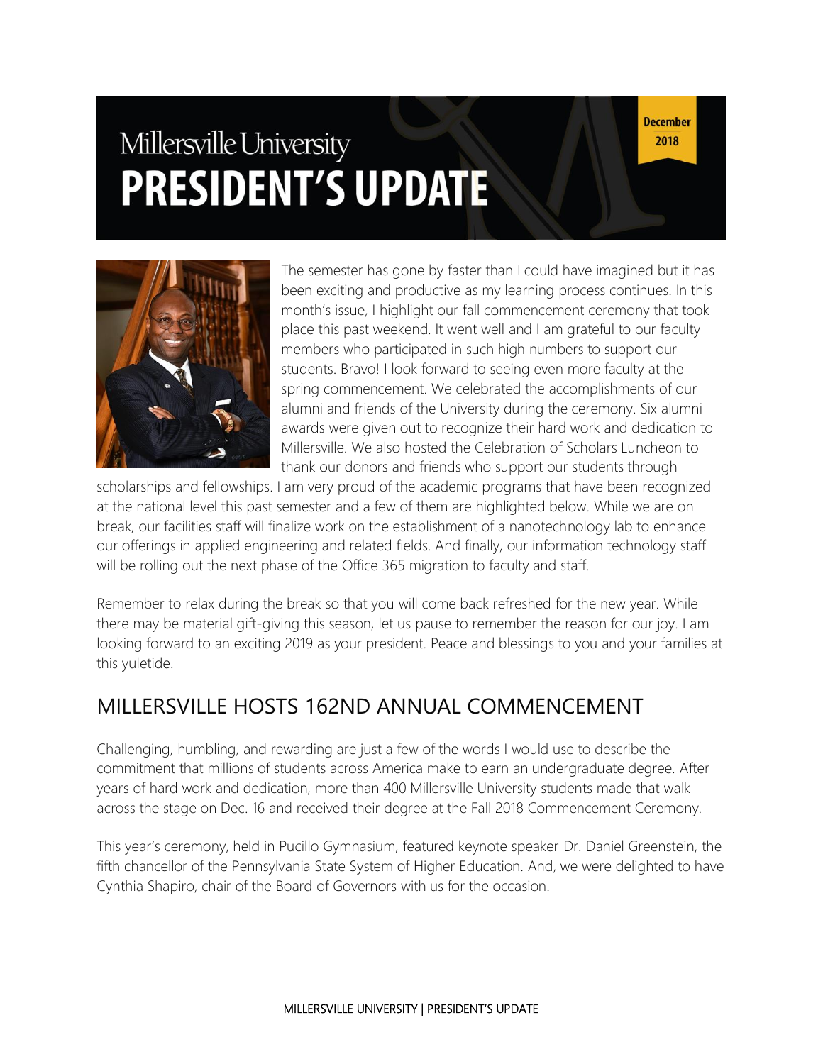December 2018

# Millersville University PRESIDENT'S UPDATE

The semester has gone by faster than I could have imagined but it has been exciting and productive as my learning process continues. In this month's issue, I highlight our fall commencement ceremony that took place this past weekend. It went well and I am grateful to our faculty members who participated in such high numbers to support our students. Bravo! I look forward to seeing even more faculty at the spring commencement. We celebrated the accomplishments of our alumni and friends of the University during the ceremony. Six alumni awards were given out to recognize their hard work and dedication to Millersville. We also hosted the Celebration of Scholars Luncheon to thank our donors and friends who support our students through scholarships and fellowships. I am very proud of the academic programs that have been recognized at the national level this past semester and a few of them are highlighted below. While we are on break, our facilities staff will finalize work on the establishment of a nanotechnology lab to enhance our offerings in applied engineering and related fields. And finally, our information technology staff will be rolling out the next phase of the Office 365 migration to faculty and staff.

Remember to relax during the break so that you will come back refreshed for the new year. While there may be material gift-giving this season, let us pause to remember the reason for our joy. I am looking forward to an exciting 2019 as your president. Peace and blessings to you and your families at this yuletide.

## MILLERSVILLE HOSTS 162ND ANNUAL COMMENCEMENT

Challenging, humbling, and rewarding are just a few of the words I would use to describe the commitment that millions of students across America make to earn an undergraduate degree. After years of hard work and dedication, more than 400 Millersville University students made that walk across the stage on Dec. 16 and received their degree at the Fall 2018 Commencement Ceremony.

This year's ceremony, held in Pucillo Gymnasium, featured keynote speaker Dr. Daniel Greenstein, the fifth chancellor of the Pennsylvania State System of Higher Education. And, we were delighted to have Cynthia Shapiro, chair of the Board of Governors with us for the occasion.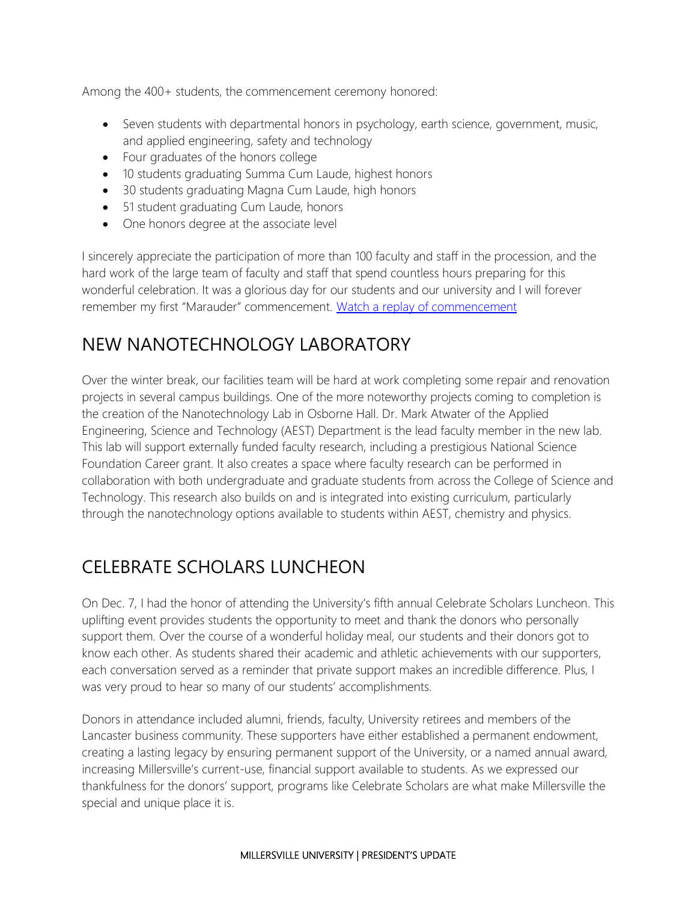Among the 400+ students, the commencement ceremony honored:

- Seven students with departmental honors in psychology, earth science, government, music, and applied engineering, safety and technology
- Four graduates of the honors college
- 10 students graduating Summa Cum Laude, highest honors
- 30 students graduating Magna Cum Laude, high honors
- 51 student graduating Cum Laude, honors
- One honors degree at the associate level

I sincerely appreciate the participation of more than 100 faculty and staff in the procession, and the hard work of the large team of faculty and staff that spend countless hours preparing for this wonderful celebration. It was a glorious day for our students and our university and I will forever remember my first "Marauder" commencement. [Watch a replay of commencement]

## NEW NANOTECHNOLOGY LABORATORY

Over the winter break, our facilities team will be hard at work completing some repair and renovation projects in several campus buildings. One of the more noteworthy projects coming to completion is the creation of the Nanotechnology Lab in Osborne Hall. Dr. Mark Atwater of the Applied Engineering, Science and Technology (AEST) Department is the lead faculty member in the new lab. This lab will support externally funded faculty research, including a prestigious National Science Foundation Career grant. It also creates a space where faculty research can be performed in collaboration with both undergraduate and graduate students from across the College of Science and Technology. This research also builds on and is integrated into existing curriculum, particularly through the nanotechnology options available to students within AEST, chemistry and physics.

## CELEBRATE SCHOLARS LUNCHEON

On Dec. 7, I had the honor of attending the University's fifth annual Celebrate Scholars Luncheon. This uplifting event provides students the opportunity to meet and thank the donors who personally support them. Over the course of a wonderful holiday meal, our students and their donors got to know each other. As students shared their academic and athletic achievements with our supporters, each conversation served as a reminder that private support makes an incredible difference. Plus, I was very proud to hear so many of our students' accomplishments.

Donors in attendance included alumni, friends, faculty, University retirees and members of the Lancaster business community. These supporters have either established a permanent endowment, creating a lasting legacy by ensuring permanent support of the University, or a named annual award, increasing Millersville's current-use, financial support available to students. As we expressed our thankfulness for the donors' support, programs like Celebrate Scholars are what make Millersville the special and unique place it is.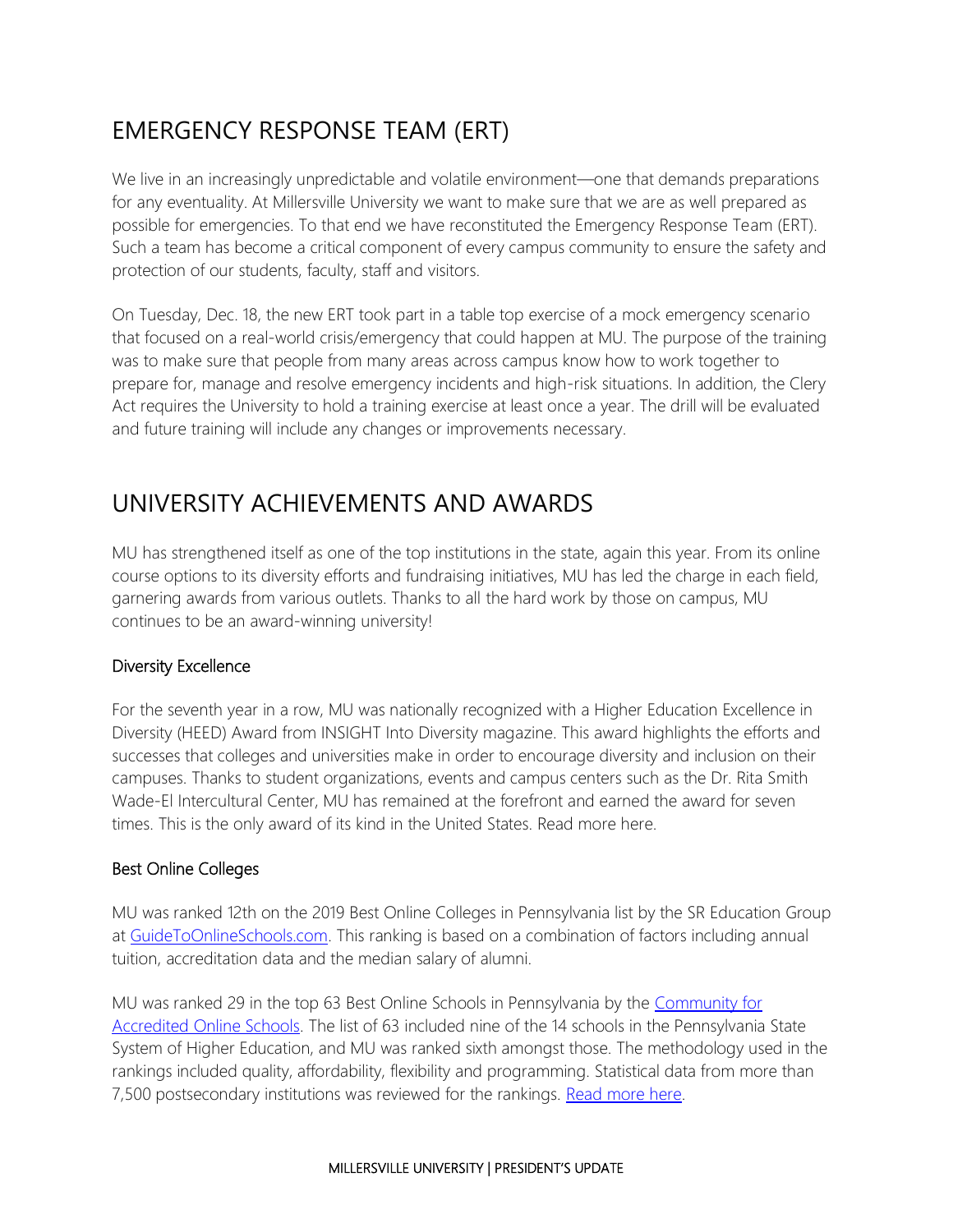## EMERGENCY RESPONSE TEAM (ERT)

We live in an increasingly unpredictable and volatile environment—one that demands preparations for any eventuality. At Millersville University we want to make sure that we are as well prepared as possible for emergencies. To that end we have reconstituted the Emergency Response Team (ERT). Such a team has become a critical component of every campus community to ensure the safety and protection of our students, faculty, staff and visitors.

On Tuesday, Dec. 18, the new ERT took part in a table top exercise of a mock emergency scenario that focused on a real-world crisis/emergency that could happen at MU. The purpose of the training was to make sure that people from many areas across campus know how to work together to prepare for, manage and resolve emergency incidents and high-risk situations. In addition, the Clery Act requires the University to hold a training exercise at least once a year. The drill will be evaluated and future training will include any changes or improvements necessary.

## UNIVERSITY ACHIEVEMENTS AND AWARDS

MU has strengthened itself as one of the top institutions in the state, again this year. From its online course options to its diversity efforts and fundraising initiatives, MU has led the charge in each field, garnering awards from various outlets. Thanks to all the hard work by those on campus, MU continues to be an award-winning university!

### Diversity Excellence

For the seventh year in a row, MU was nationally recognized with a Higher Education Excellence in Diversity (HEED) Award from INSIGHT Into Diversity magazine. This award highlights the efforts and successes that colleges and universities make in order to encourage diversity and inclusion on their campuses. Thanks to student organizations, events and campus centers such as the Dr. Rita Smith Wade-El Intercultural Center, MU has remained at the forefront and earned the award for seven times. This is the only award of its kind in the United States. Read more here.

### Best Online Colleges

MU was ranked 12th on the 2019 Best Online Colleges in Pennsylvania list by the SR Education Group at GuideToOnlineSchools.com. This ranking is based on a combination of factors including annual tuition, accreditation data and the median salary of alumni.

MU was ranked 29 in the top 63 Best Online Schools in Pennsylvania by the Community for Accredited Online Schools. The list of 63 included nine of the 14 schools in the Pennsylvania State System of Higher Education, and MU was ranked sixth amongst those. The methodology used in the rankings included quality, affordability, flexibility and programming. Statistical data from more than 7,500 postsecondary institutions was reviewed for the rankings. Read more here.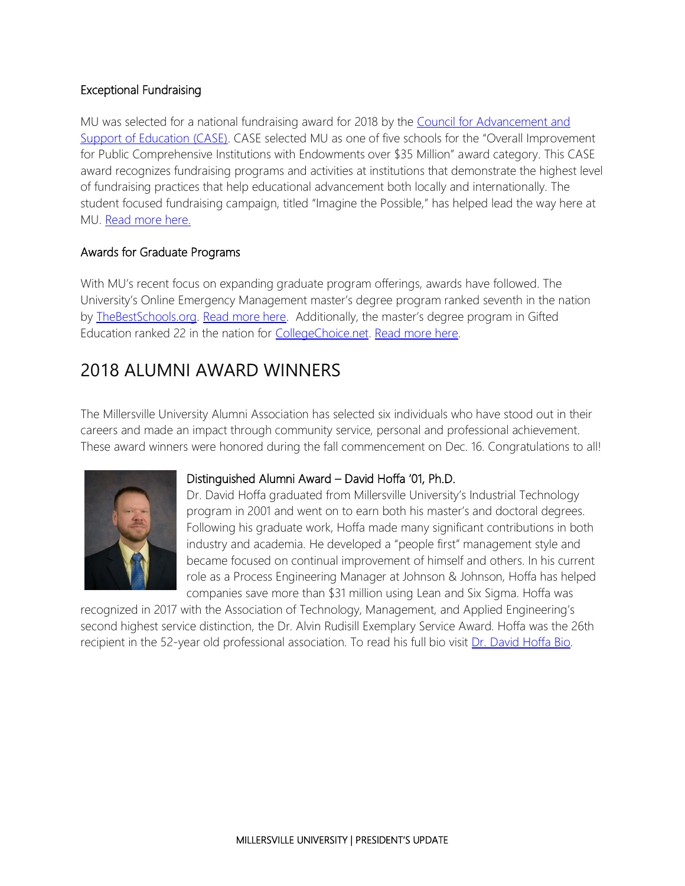### Exceptional Fundraising

MU was selected for a national fundraising award for 2018 by the Council for Advancement and Support of Education (CASE). CASE selected MU as one of five schools for the "Overall Improvement for Public Comprehensive Institutions with Endowments over $35 Million" award category. This CASE award recognizes fundraising programs and activities at institutions that demonstrate the highest level of fundraising practices that help educational advancement both locally and internationally. The student focused fundraising campaign, titled "Imagine the Possible," has helped lead the way here at MU. Read more here.

### Awards for Graduate Programs

With MU's recent focus on expanding graduate program offerings, awards have followed. The University's Online Emergency Management master's degree program ranked seventh in the nation by TheBestSchools.org. Read more here. Additionally, the master's degree program in Gifted Education ranked 22 in the nation for CollegeChoice.net. Read more here.

## 2018 ALUMNI AWARD WINNERS

The Millersville University Alumni Association has selected six individuals who have stood out in their careers and made an impact through community service, personal and professional achievement. These award winners were honored during the fall commencement on Dec. 16. Congratulations to all!

### Distinguished Alumni Award – David Hoffa '01, Ph.D.

Dr. David Hoffa graduated from Millersville University's Industrial Technology program in 2001 and went on to earn both his master's and doctoral degrees. Following his graduate work, Hoffa made many significant contributions in both industry and academia. He developed a "people first" management style and became focused on continual improvement of himself and others. In his current role as a Process Engineering Manager at Johnson & Johnson, Hoffa has helped companies save more than $31 million using Lean and Six Sigma. Hoffa was recognized in 2017 with the Association of Technology, Management, and Applied Engineering's second highest service distinction, the Dr. Alvin Rudisill Exemplary Service Award. Hoffa was the 26th recipient in the 52-year old professional association. To read his full bio visit Dr. David Hoffa Bio.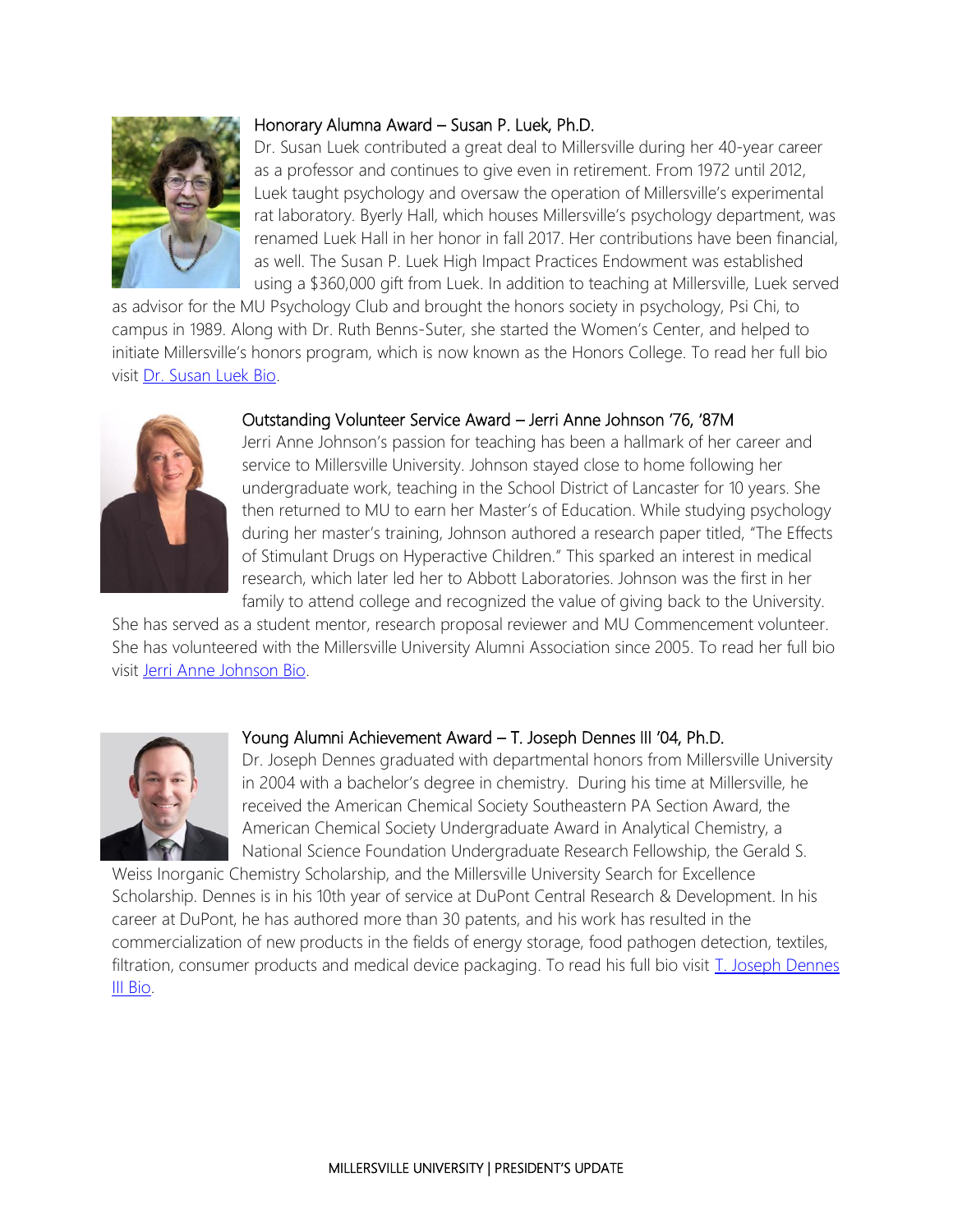### Honorary Alumna Award – Susan P. Luek, Ph.D.

Dr. Susan Luek contributed a great deal to Millersville during her 40-year career as a professor and continues to give even in retirement. From 1972 until 2012, Luek taught psychology and oversaw the operation of Millersville's experimental rat laboratory. Byerly Hall, which houses Millersville's psychology department, was renamed Luek Hall in her honor in fall 2017. Her contributions have been financial, as well. The Susan P. Luek High Impact Practices Endowment was established using a $360,000 gift from Luek. In addition to teaching at Millersville, Luek served as advisor for the MU Psychology Club and brought the honors society in psychology, Psi Chi, to campus in 1989. Along with Dr. Ruth Benns-Suter, she started the Women's Center, and helped to initiate Millersville's honors program, which is now known as the Honors College. To read her full bio visit Dr. Susan Luek Bio.

### Outstanding Volunteer Service Award – Jerri Anne Johnson '76, '87M

Jerri Anne Johnson's passion for teaching has been a hallmark of her career and service to Millersville University. Johnson stayed close to home following her undergraduate work, teaching in the School District of Lancaster for 10 years. She then returned to MU to earn her Master's of Education. While studying psychology during her master's training, Johnson authored a research paper titled, "The Effects of Stimulant Drugs on Hyperactive Children." This sparked an interest in medical research, which later led her to Abbott Laboratories. Johnson was the first in her family to attend college and recognized the value of giving back to the University. She has served as a student mentor, research proposal reviewer and MU Commencement volunteer. She has volunteered with the Millersville University Alumni Association since 2005. To read her full bio visit Jerri Anne Johnson Bio.

### Young Alumni Achievement Award – T. Joseph Dennes III '04, Ph.D.

Dr. Joseph Dennes graduated with departmental honors from Millersville University in 2004 with a bachelor's degree in chemistry. During his time at Millersville, he received the American Chemical Society Southeastern PA Section Award, the American Chemical Society Undergraduate Award in Analytical Chemistry, a National Science Foundation Undergraduate Research Fellowship, the Gerald S. Weiss Inorganic Chemistry Scholarship, and the Millersville University Search for Excellence Scholarship. Dennes is in his 10th year of service at DuPont Central Research & Development. In his career at DuPont, he has authored more than 30 patents, and his work has resulted in the commercialization of new products in the fields of energy storage, food pathogen detection, textiles, filtration, consumer products and medical device packaging. To read his full bio visit T. Joseph Dennes III Bio.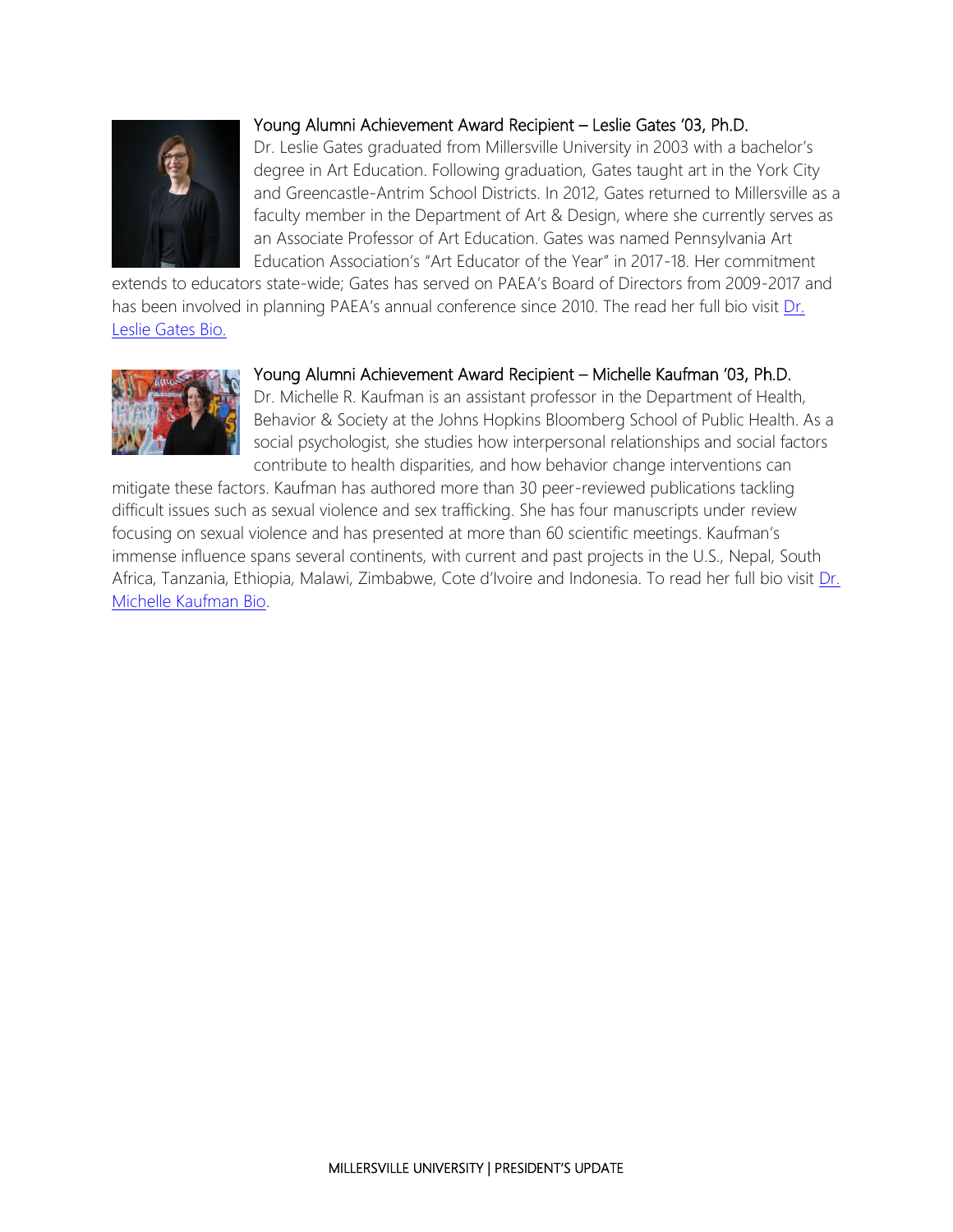### Young Alumni Achievement Award Recipient – Leslie Gates '03, Ph.D.

Dr. Leslie Gates graduated from Millersville University in 2003 with a bachelor's degree in Art Education. Following graduation, Gates taught art in the York City and Greencastle-Antrim School Districts. In 2012, Gates returned to Millersville as a faculty member in the Department of Art & Design, where she currently serves as an Associate Professor of Art Education. Gates was named Pennsylvania Art Education Association's "Art Educator of the Year" in 2017-18. Her commitment extends to educators state-wide; Gates has served on PAEA's Board of Directors from 2009-2017 and has been involved in planning PAEA's annual conference since 2010. The read her full bio visit Dr. Leslie Gates Bio.

### Young Alumni Achievement Award Recipient – Michelle Kaufman '03, Ph.D.

Dr. Michelle R. Kaufman is an assistant professor in the Department of Health, Behavior & Society at the Johns Hopkins Bloomberg School of Public Health. As a social psychologist, she studies how interpersonal relationships and social factors contribute to health disparities, and how behavior change interventions can mitigate these factors. Kaufman has authored more than 30 peer-reviewed publications tackling difficult issues such as sexual violence and sex trafficking. She has four manuscripts under review focusing on sexual violence and has presented at more than 60 scientific meetings. Kaufman's immense influence spans several continents, with current and past projects in the U.S., Nepal, South Africa, Tanzania, Ethiopia, Malawi, Zimbabwe, Cote d'Ivoire and Indonesia. To read her full bio visit Dr. Michelle Kaufman Bio.